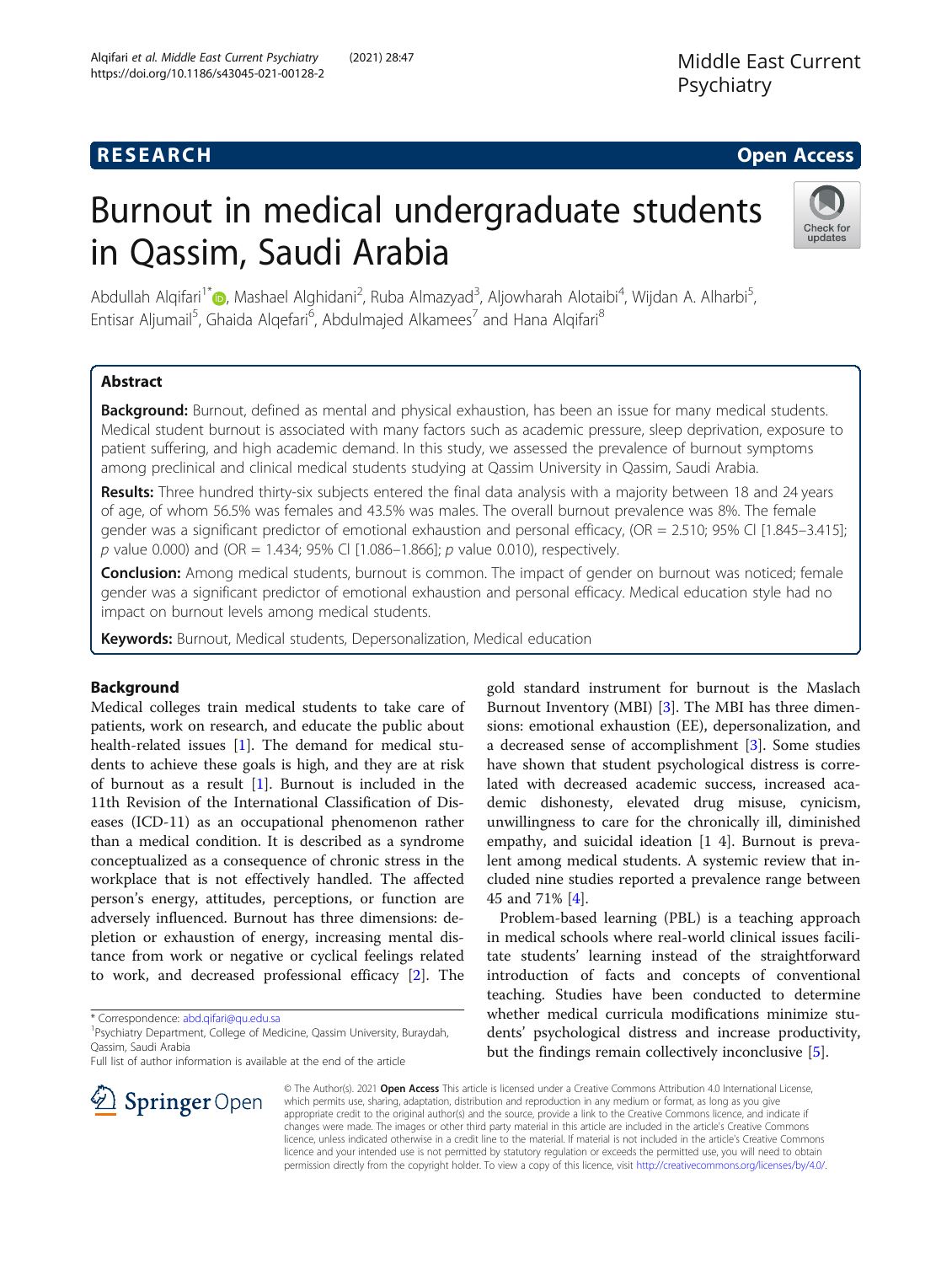RESEARCH

Open Access

# Burnout in medical undergraduate students in Qassim, Saudi Arabia

Abdullah Alqifari[1*], Mashael Alghidani[2], Ruba Almazyad[3], Aljowharah Alotaibi[4], Wijdan A. Alharbi[5], Entisar Aljumail[5], Ghaida Alqefari[6], Abdulmajed Alkamees[7] and Hana Alqifari[8]

## Abstract

**Background:** Burnout, defined as mental and physical exhaustion, has been an issue for many medical students. Medical student burnout is associated with many factors such as academic pressure, sleep deprivation, exposure to patient suffering, and high academic demand. In this study, we assessed the prevalence of burnout symptoms among preclinical and clinical medical students studying at Qassim University in Qassim, Saudi Arabia.

**Results:** Three hundred thirty-six subjects entered the final data analysis with a majority between 18 and 24 years of age, of whom 56.5% was females and 43.5% was males. The overall burnout prevalence was 8%. The female gender was a significant predictor of emotional exhaustion and personal efficacy, (OR = 2.510; 95% CI [1.845–3.415]; *p* value 0.000) and (OR = 1.434; 95% CI [1.086–1.866]; *p* value 0.010), respectively.

**Conclusion:** Among medical students, burnout is common. The impact of gender on burnout was noticed; female gender was a significant predictor of emotional exhaustion and personal efficacy. Medical education style had no impact on burnout levels among medical students.

**Keywords:** Burnout, Medical students, Depersonalization, Medical education

## Background

Medical colleges train medical students to take care of patients, work on research, and educate the public about health-related issues [1]. The demand for medical students to achieve these goals is high, and they are at risk of burnout as a result [1]. Burnout is included in the 11th Revision of the International Classification of Diseases (ICD-11) as an occupational phenomenon rather than a medical condition. It is described as a syndrome conceptualized as a consequence of chronic stress in the workplace that is not effectively handled. The affected person's energy, attitudes, perceptions, or function are adversely influenced. Burnout has three dimensions: depletion or exhaustion of energy, increasing mental distance from work or negative or cyclical feelings related to work, and decreased professional efficacy [2]. The gold standard instrument for burnout is the Maslach Burnout Inventory (MBI) [3]. The MBI has three dimensions: emotional exhaustion (EE), depersonalization, and a decreased sense of accomplishment [3]. Some studies have shown that student psychological distress is correlated with decreased academic success, increased academic dishonesty, elevated drug misuse, cynicism, unwillingness to care for the chronically ill, diminished empathy, and suicidal ideation [1 4]. Burnout is prevalent among medical students. A systemic review that included nine studies reported a prevalence range between 45 and 71% [4].

Problem-based learning (PBL) is a teaching approach in medical schools where real-world clinical issues facilitate students' learning instead of the straightforward introduction of facts and concepts of conventional teaching. Studies have been conducted to determine whether medical curricula modifications minimize students' psychological distress and increase productivity, but the findings remain collectively inconclusive [5].

* Correspondence: abd.qifari@qu.edu.sa
[1]Psychiatry Department, College of Medicine, Qassim University, Buraydah, Qassim, Saudi Arabia
Full list of author information is available at the end of the article

© The Author(s). 2021 **Open Access** This article is licensed under a Creative Commons Attribution 4.0 International License, which permits use, sharing, adaptation, distribution and reproduction in any medium or format, as long as you give appropriate credit to the original author(s) and the source, provide a link to the Creative Commons licence, and indicate if changes were made. The images or other third party material in this article are included in the article's Creative Commons licence, unless indicated otherwise in a credit line to the material. If material is not included in the article's Creative Commons licence and your intended use is not permitted by statutory regulation or exceeds the permitted use, you will need to obtain permission directly from the copyright holder. To view a copy of this licence, visit http://creativecommons.org/licenses/by/4.0/.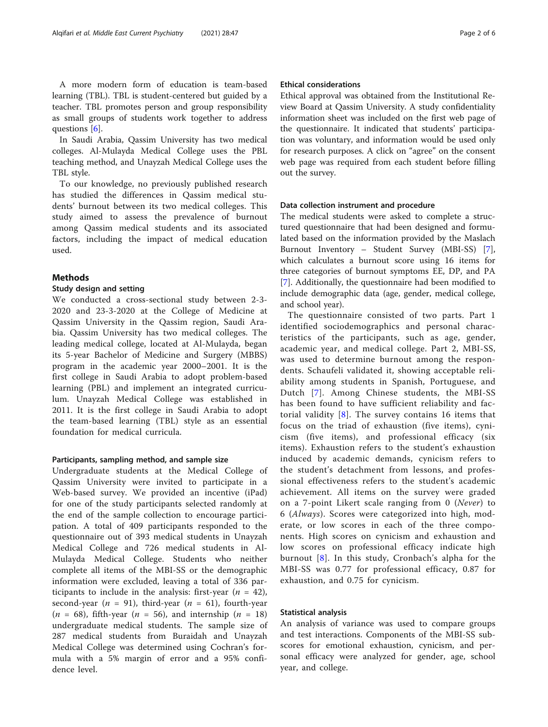A more modern form of education is team-based learning (TBL). TBL is student-centered but guided by a teacher. TBL promotes person and group responsibility as small groups of students work together to address questions [6].

In Saudi Arabia, Qassim University has two medical colleges. Al-Mulayda Medical College uses the PBL teaching method, and Unayzah Medical College uses the TBL style.

To our knowledge, no previously published research has studied the differences in Qassim medical students' burnout between its two medical colleges. This study aimed to assess the prevalence of burnout among Qassim medical students and its associated factors, including the impact of medical education used.

## Methods

### Study design and setting

We conducted a cross-sectional study between 2-3-2020 and 23-3-2020 at the College of Medicine at Qassim University in the Qassim region, Saudi Arabia. Qassim University has two medical colleges. The leading medical college, located at Al-Mulayda, began its 5-year Bachelor of Medicine and Surgery (MBBS) program in the academic year 2000–2001. It is the first college in Saudi Arabia to adopt problem-based learning (PBL) and implement an integrated curriculum. Unayzah Medical College was established in 2011. It is the first college in Saudi Arabia to adopt the team-based learning (TBL) style as an essential foundation for medical curricula.

### Participants, sampling method, and sample size

Undergraduate students at the Medical College of Qassim University were invited to participate in a Web-based survey. We provided an incentive (iPad) for one of the study participants selected randomly at the end of the sample collection to encourage participation. A total of 409 participants responded to the questionnaire out of 393 medical students in Unayzah Medical College and 726 medical students in Al-Mulayda Medical College. Students who neither complete all items of the MBI-SS or the demographic information were excluded, leaving a total of 336 participants to include in the analysis: first-year ($n$ = 42), second-year ($n$ = 91), third-year ($n$ = 61), fourth-year ($n$ = 68), fifth-year ($n$ = 56), and internship ($n$ = 18) undergraduate medical students. The sample size of 287 medical students from Buraidah and Unayzah Medical College was determined using Cochran's formula with a 5% margin of error and a 95% confidence level.

### Ethical considerations

Ethical approval was obtained from the Institutional Review Board at Qassim University. A study confidentiality information sheet was included on the first web page of the questionnaire. It indicated that students' participation was voluntary, and information would be used only for research purposes. A click on "agree" on the consent web page was required from each student before filling out the survey.

### Data collection instrument and procedure

The medical students were asked to complete a structured questionnaire that had been designed and formulated based on the information provided by the Maslach Burnout Inventory – Student Survey (MBI-SS) [7], which calculates a burnout score using 16 items for three categories of burnout symptoms EE, DP, and PA [7]. Additionally, the questionnaire had been modified to include demographic data (age, gender, medical college, and school year).

The questionnaire consisted of two parts. Part 1 identified sociodemographics and personal characteristics of the participants, such as age, gender, academic year, and medical college. Part 2, MBI-SS, was used to determine burnout among the respondents. Schaufeli validated it, showing acceptable reliability among students in Spanish, Portuguese, and Dutch [7]. Among Chinese students, the MBI-SS has been found to have sufficient reliability and factorial validity [8]. The survey contains 16 items that focus on the triad of exhaustion (five items), cynicism (five items), and professional efficacy (six items). Exhaustion refers to the student's exhaustion induced by academic demands, cynicism refers to the student's detachment from lessons, and professional effectiveness refers to the student's academic achievement. All items on the survey were graded on a 7-point Likert scale ranging from 0 (*Never*) to 6 (*Always*). Scores were categorized into high, moderate, or low scores in each of the three components. High scores on cynicism and exhaustion and low scores on professional efficacy indicate high burnout [8]. In this study, Cronbach's alpha for the MBI-SS was 0.77 for professional efficacy, 0.87 for exhaustion, and 0.75 for cynicism.

### Statistical analysis

An analysis of variance was used to compare groups and test interactions. Components of the MBI-SS subscores for emotional exhaustion, cynicism, and personal efficacy were analyzed for gender, age, school year, and college.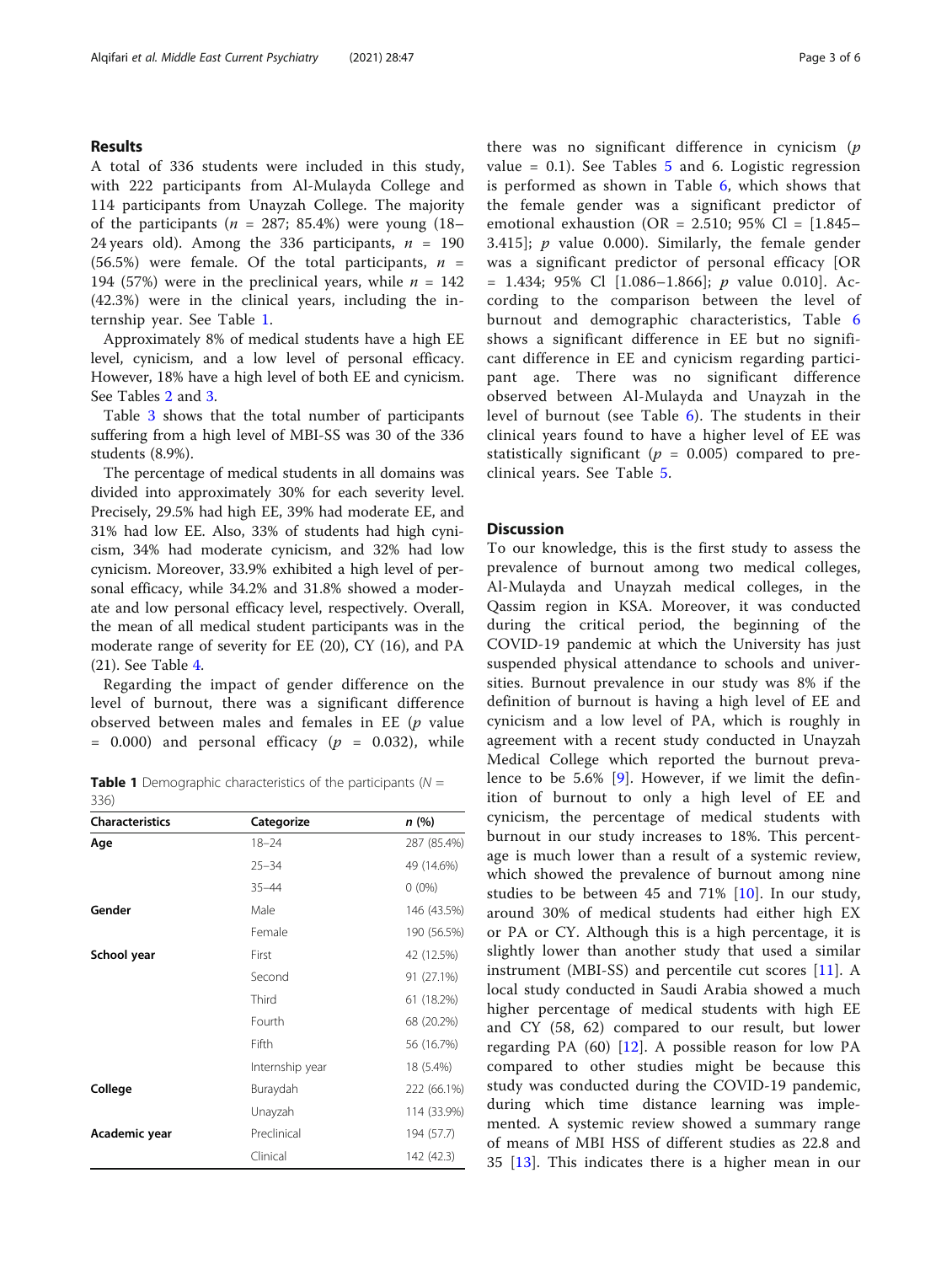## Results

A total of 336 students were included in this study, with 222 participants from Al-Mulayda College and 114 participants from Unayzah College. The majority of the participants ($n$ = 287; 85.4%) were young (18–24 years old). Among the 336 participants, $n$ = 190 (56.5%) were female. Of the total participants, $n$ = 194 (57%) were in the preclinical years, while $n$ = 142 (42.3%) were in the clinical years, including the internship year. See Table 1.

Approximately 8% of medical students have a high EE level, cynicism, and a low level of personal efficacy. However, 18% have a high level of both EE and cynicism. See Tables 2 and 3.

Table 3 shows that the total number of participants suffering from a high level of MBI-SS was 30 of the 336 students (8.9%).

The percentage of medical students in all domains was divided into approximately 30% for each severity level. Precisely, 29.5% had high EE, 39% had moderate EE, and 31% had low EE. Also, 33% of students had high cynicism, 34% had moderate cynicism, and 32% had low cynicism. Moreover, 33.9% exhibited a high level of personal efficacy, while 34.2% and 31.8% showed a moderate and low personal efficacy level, respectively. Overall, the mean of all medical student participants was in the moderate range of severity for EE (20), CY (16), and PA (21). See Table 4.

Regarding the impact of gender difference on the level of burnout, there was a significant difference observed between males and females in EE ($p$ value = 0.000) and personal efficacy ($p$ = 0.032), while there was no significant difference in cynicism ($p$ value = 0.1). See Tables 5 and 6. Logistic regression is performed as shown in Table 6, which shows that the female gender was a significant predictor of emotional exhaustion (OR = 2.510; 95% Cl = [1.845–3.415]; $p$ value 0.000). Similarly, the female gender was a significant predictor of personal efficacy [OR = 1.434; 95% Cl [1.086–1.866]; $p$ value 0.010]. According to the comparison between the level of burnout and demographic characteristics, Table 6 shows a significant difference in EE but no significant difference in EE and cynicism regarding participant age. There was no significant difference observed between Al-Mulayda and Unayzah in the level of burnout (see Table 6). The students in their clinical years found to have a higher level of EE was statistically significant ($p$ = 0.005) compared to preclinical years. See Table 5.

**Table 1** Demographic characteristics of the participants ($N$ = 336)

| Characteristics | Categorize | *n* (%) |
|---|---|---|
| **Age** | 18–24 | 287 (85.4%) |
| | 25–34 | 49 (14.6%) |
| | 35–44 | 0 (0%) |
| **Gender** | Male | 146 (43.5%) |
| | Female | 190 (56.5%) |
| **School year** | First | 42 (12.5%) |
| | Second | 91 (27.1%) |
| | Third | 61 (18.2%) |
| | Fourth | 68 (20.2%) |
| | Fifth | 56 (16.7%) |
| | Internship year | 18 (5.4%) |
| **College** | Buraydah | 222 (66.1%) |
| | Unayzah | 114 (33.9%) |
| **Academic year** | Preclinical | 194 (57.7) |
| | Clinical | 142 (42.3) |

## Discussion

To our knowledge, this is the first study to assess the prevalence of burnout among two medical colleges, Al-Mulayda and Unayzah medical colleges, in the Qassim region in KSA. Moreover, it was conducted during the critical period, the beginning of the COVID-19 pandemic at which the University has just suspended physical attendance to schools and universities. Burnout prevalence in our study was 8% if the definition of burnout is having a high level of EE and cynicism and a low level of PA, which is roughly in agreement with a recent study conducted in Unayzah Medical College which reported the burnout prevalence to be 5.6% [9]. However, if we limit the definition of burnout to only a high level of EE and cynicism, the percentage of medical students with burnout in our study increases to 18%. This percentage is much lower than a result of a systemic review, which showed the prevalence of burnout among nine studies to be between 45 and 71% [10]. In our study, around 30% of medical students had either high EX or PA or CY. Although this is a high percentage, it is slightly lower than another study that used a similar instrument (MBI-SS) and percentile cut scores [11]. A local study conducted in Saudi Arabia showed a much higher percentage of medical students with high EE and CY (58, 62) compared to our result, but lower regarding PA (60) [12]. A possible reason for low PA compared to other studies might be because this study was conducted during the COVID-19 pandemic, during which time distance learning was implemented. A systemic review showed a summary range of means of MBI HSS of different studies as 22.8 and 35 [13]. This indicates there is a higher mean in our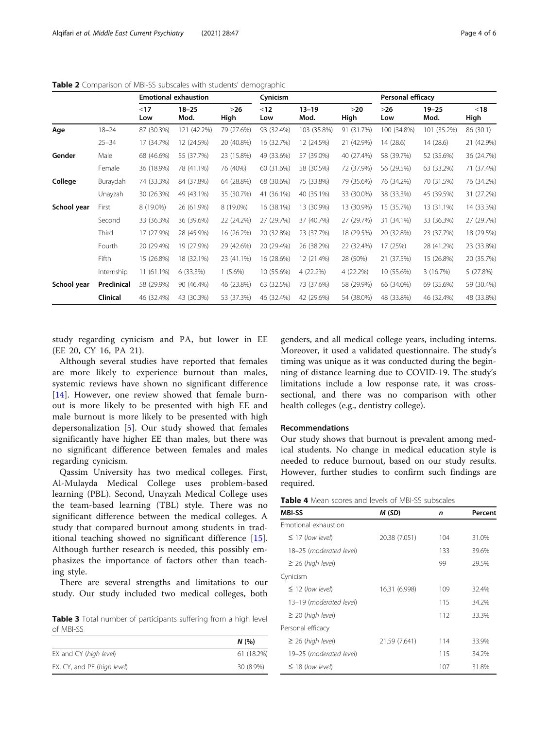**Table 2** Comparison of MBI-SS subscales with students' demographic

| | | Emotional exhaustion | | | Cynicism | | | Personal efficacy | | |
|---|---|---|---|---|---|---|---|---|---|---|
| | | ≤17 Low | 18–25 Mod. | ≥26 High | ≤12 Low | 13–19 Mod. | ≥20 High | ≥26 Low | 19–25 Mod. | ≤18 High |
| **Age** | 18–24 | 87 (30.3%) | 121 (42.2%) | 79 (27.6%) | 93 (32.4%) | 103 (35.8%) | 91 (31.7%) | 100 (34.8%) | 101 (35.2%) | 86 (30.1) |
| | 25–34 | 17 (34.7%) | 12 (24.5%) | 20 (40.8%) | 16 (32.7%) | 12 (24.5%) | 21 (42.9%) | 14 (28.6) | 14 (28.6) | 21 (42.9%) |
| **Gender** | Male | 68 (46.6%) | 55 (37.7%) | 23 (15.8%) | 49 (33.6%) | 57 (39.0%) | 40 (27.4%) | 58 (39.7%) | 52 (35.6%) | 36 (24.7%) |
| | Female | 36 (18.9%) | 78 (41.1%) | 76 (40%) | 60 (31.6%) | 58 (30.5%) | 72 (37.9%) | 56 (29.5%) | 63 (33.2%) | 71 (37.4%) |
| **College** | Buraydah | 74 (33.3%) | 84 (37.8%) | 64 (28.8%) | 68 (30.6%) | 75 (33.8%) | 79 (35.6%) | 76 (34.2%) | 70 (31.5%) | 76 (34.2%) |
| | Unayzah | 30 (26.3%) | 49 (43.1%) | 35 (30.7%) | 41 (36.1%) | 40 (35.1%) | 33 (30.0%) | 38 (33.3%) | 45 (39.5%) | 31 (27.2%) |
| **School year** | First | 8 (19.0%) | 26 (61.9%) | 8 (19.0%) | 16 (38.1%) | 13 (30.9%) | 13 (30.9%) | 15 (35.7%) | 13 (31.1%) | 14 (33.3%) |
| | Second | 33 (36.3%) | 36 (39.6%) | 22 (24.2%) | 27 (29.7%) | 37 (40.7%) | 27 (29.7%) | 31 (34.1%) | 33 (36.3%) | 27 (29.7%) |
| | Third | 17 (27.9%) | 28 (45.9%) | 16 (26.2%) | 20 (32.8%) | 23 (37.7%) | 18 (29.5%) | 20 (32.8%) | 23 (37.7%) | 18 (29.5%) |
| | Fourth | 20 (29.4%) | 19 (27.9%) | 29 (42.6%) | 20 (29.4%) | 26 (38.2%) | 22 (32.4%) | 17 (25%) | 28 (41.2%) | 23 (33.8%) |
| | Fifth | 15 (26.8%) | 18 (32.1%) | 23 (41.1%) | 16 (28.6%) | 12 (21.4%) | 28 (50%) | 21 (37.5%) | 15 (26.8%) | 20 (35.7%) |
| | Internship | 11 (61.1%) | 6 (33.3%) | 1 (5.6%) | 10 (55.6%) | 4 (22.2%) | 4 (22.2%) | 10 (55.6%) | 3 (16.7%) | 5 (27.8%) |
| **School year** | **Preclinical** | 58 (29.9%) | 90 (46.4%) | 46 (23.8%) | 63 (32.5%) | 73 (37.6%) | 58 (29.9%) | 66 (34.0%) | 69 (35.6%) | 59 (30.4%) |
| | **Clinical** | 46 (32.4%) | 43 (30.3%) | 53 (37.3%) | 46 (32.4%) | 42 (29.6%) | 54 (38.0%) | 48 (33.8%) | 46 (32.4%) | 48 (33.8%) |

study regarding cynicism and PA, but lower in EE (EE 20, CY 16, PA 21).

Although several studies have reported that females are more likely to experience burnout than males, systemic reviews have shown no significant difference [14]. However, one review showed that female burnout is more likely to be presented with high EE and male burnout is more likely to be presented with high depersonalization [5]. Our study showed that females significantly have higher EE than males, but there was no significant difference between females and males regarding cynicism.

Qassim University has two medical colleges. First, Al-Mulayda Medical College uses problem-based learning (PBL). Second, Unayzah Medical College uses the team-based learning (TBL) style. There was no significant difference between the medical colleges. A study that compared burnout among students in traditional teaching showed no significant difference [15]. Although further research is needed, this possibly emphasizes the importance of factors other than teaching style.

There are several strengths and limitations to our study. Our study included two medical colleges, both genders, and all medical college years, including interns. Moreover, it used a validated questionnaire. The study's timing was unique as it was conducted during the beginning of distance learning due to COVID-19. The study's limitations include a low response rate, it was cross-sectional, and there was no comparison with other health colleges (e.g., dentistry college).

**Table 3** Total number of participants suffering from a high level of MBI-SS

| | N (%) |
|---|---|
| EX and CY (*high level*) | 61 (18.2%) |
| EX, CY, and PE (*high level*) | 30 (8.9%) |

## Recommendations

Our study shows that burnout is prevalent among medical students. No change in medical education style is needed to reduce burnout, based on our study results. However, further studies to confirm such findings are required.

**Table 4** Mean scores and levels of MBI-SS subscales

| MBI-SS | M (SD) | n | Percent |
|---|---|---|---|
| Emotional exhaustion | | | |
| ≤ 17 (*low level*) | 20.38 (7.051) | 104 | 31.0% |
| 18–25 (*moderated level*) | | 133 | 39.6% |
| ≥ 26 (*high level*) | | 99 | 29.5% |
| Cynicism | | | |
| ≤ 12 (*low level*) | 16.31 (6.998) | 109 | 32.4% |
| 13–19 (*moderated level*) | | 115 | 34.2% |
| ≥ 20 (*high level*) | | 112 | 33.3% |
| Personal efficacy | | | |
| ≥ 26 (*high level*) | 21.59 (7.641) | 114 | 33.9% |
| 19–25 (*moderated level*) | | 115 | 34.2% |
| ≤ 18 (*low level*) | | 107 | 31.8% |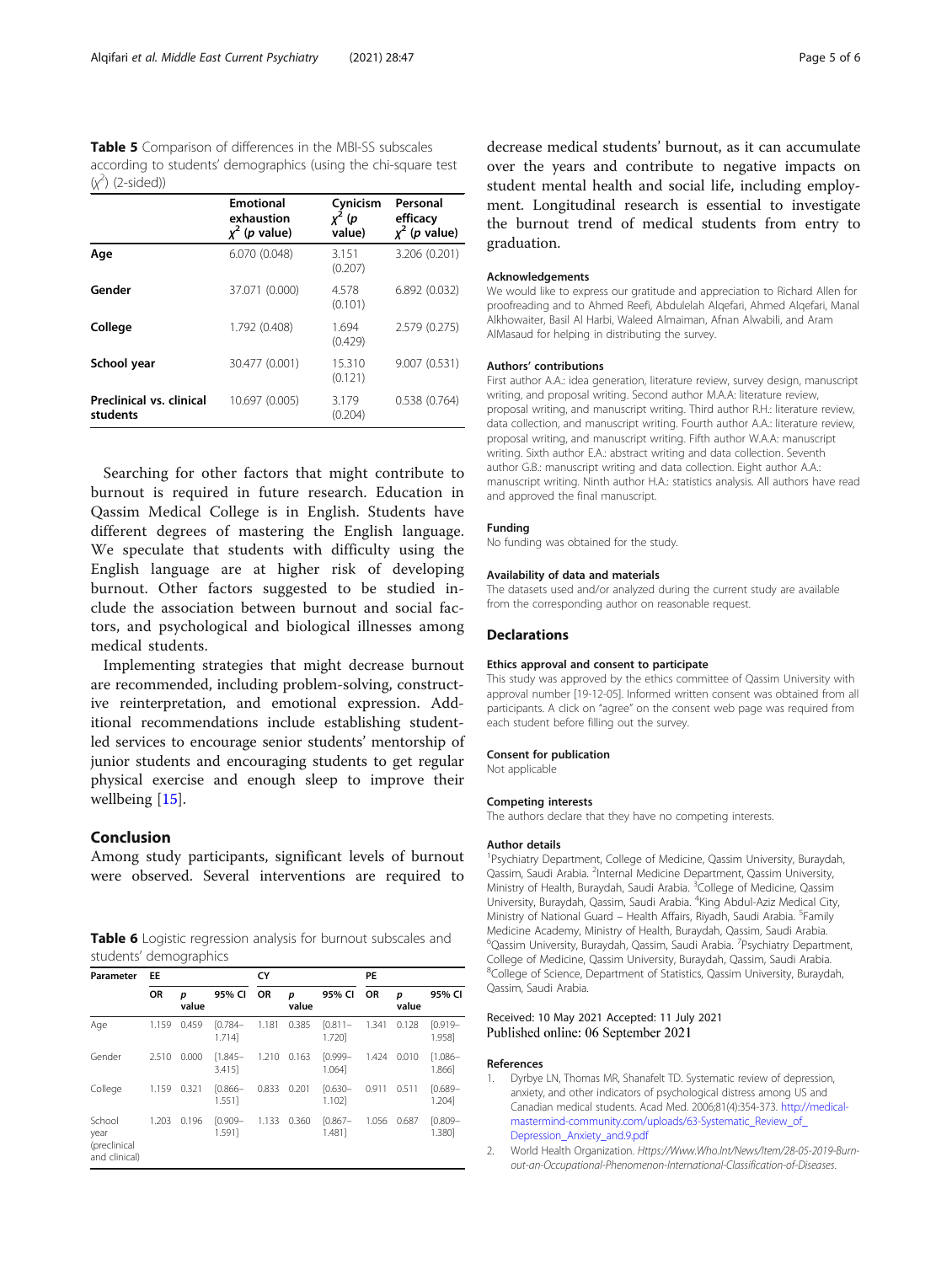**Table 5** Comparison of differences in the MBI-SS subscales according to students' demographics (using the chi-square test ($\chi^2$) (2-sided))

| | Emotional exhaustion $\chi^2$ (*p* value) | Cynicism $\chi^2$ (*p* value) | Personal efficacy $\chi^2$ (*p* value) |
|---|---|---|---|
| **Age** | 6.070 (0.048) | 3.151 (0.207) | 3.206 (0.201) |
| **Gender** | 37.071 (0.000) | 4.578 (0.101) | 6.892 (0.032) |
| **College** | 1.792 (0.408) | 1.694 (0.429) | 2.579 (0.275) |
| **School year** | 30.477 (0.001) | 15.310 (0.121) | 9.007 (0.531) |
| **Preclinical vs. clinical students** | 10.697 (0.005) | 3.179 (0.204) | 0.538 (0.764) |

Searching for other factors that might contribute to burnout is required in future research. Education in Qassim Medical College is in English. Students have different degrees of mastering the English language. We speculate that students with difficulty using the English language are at higher risk of developing burnout. Other factors suggested to be studied include the association between burnout and social factors, and psychological and biological illnesses among medical students.

Implementing strategies that might decrease burnout are recommended, including problem-solving, constructive reinterpretation, and emotional expression. Additional recommendations include establishing student-led services to encourage senior students' mentorship of junior students and encouraging students to get regular physical exercise and enough sleep to improve their wellbeing [15].

## Conclusion

Among study participants, significant levels of burnout were observed. Several interventions are required to decrease medical students' burnout, as it can accumulate over the years and contribute to negative impacts on student mental health and social life, including employment. Longitudinal research is essential to investigate the burnout trend of medical students from entry to graduation.

**Table 6** Logistic regression analysis for burnout subscales and students' demographics

| Parameter | EE | | | CY | | | PE | | |
|---|---|---|---|---|---|---|---|---|---|
| | OR | *p* value | 95% CI | OR | *p* value | 95% CI | OR | *p* value | 95% CI |
| Age | 1.159 | 0.459 | [0.784–1.714] | 1.181 | 0.385 | [0.811–1.720] | 1.341 | 0.128 | [0.919–1.958] |
| Gender | 2.510 | 0.000 | [1.845–3.415] | 1.210 | 0.163 | [0.999–1.064] | 1.424 | 0.010 | [1.086–1.866] |
| College | 1.159 | 0.321 | [0.866–1.551] | 0.833 | 0.201 | [0.630–1.102] | 0.911 | 0.511 | [0.689–1.204] |
| School year (preclinical and clinical) | 1.203 | 0.196 | [0.909–1.591] | 1.133 | 0.360 | [0.867–1.481] | 1.056 | 0.687 | [0.809–1.380] |

#### Acknowledgements

We would like to express our gratitude and appreciation to Richard Allen for proofreading and to Ahmed Reefi, Abdulelah Alqefari, Ahmed Alqefari, Manal Alkhowaiter, Basil Al Harbi, Waleed Almaiman, Afnan Alwabili, and Aram AlMasaud for helping in distributing the survey.

#### Authors' contributions

First author A.A.: idea generation, literature review, survey design, manuscript writing, and proposal writing. Second author M.A.A: literature review, proposal writing, and manuscript writing. Third author R.H.: literature review, data collection, and manuscript writing. Fourth author A.A.: literature review, proposal writing, and manuscript writing. Fifth author W.A.A: manuscript writing. Sixth author E.A.: abstract writing and data collection. Seventh author G.B.: manuscript writing and data collection. Eight author A.A.: manuscript writing. Ninth author H.A.: statistics analysis. All authors have read and approved the final manuscript.

#### Funding

No funding was obtained for the study.

#### Availability of data and materials

The datasets used and/or analyzed during the current study are available from the corresponding author on reasonable request.

### Declarations

#### Ethics approval and consent to participate

This study was approved by the ethics committee of Qassim University with approval number [19-12-05]. Informed written consent was obtained from all participants. A click on "agree" on the consent web page was required from each student before filling out the survey.

#### Consent for publication

Not applicable

#### Competing interests

The authors declare that they have no competing interests.

#### Author details

[1]Psychiatry Department, College of Medicine, Qassim University, Buraydah, Qassim, Saudi Arabia. [2]Internal Medicine Department, Qassim University, Ministry of Health, Buraydah, Saudi Arabia. [3]College of Medicine, Qassim University, Buraydah, Qassim, Saudi Arabia. [4]King Abdul-Aziz Medical City, Ministry of National Guard – Health Affairs, Riyadh, Saudi Arabia. [5]Family Medicine Academy, Ministry of Health, Buraydah, Qassim, Saudi Arabia. [6]Qassim University, Buraydah, Qassim, Saudi Arabia. [7]Psychiatry Department, College of Medicine, Qassim University, Buraydah, Qassim, Saudi Arabia. [8]College of Science, Department of Statistics, Qassim University, Buraydah, Qassim, Saudi Arabia.

Received: 10 May 2021 Accepted: 11 July 2021
Published online: 06 September 2021

#### References

1. Dyrbye LN, Thomas MR, Shanafelt TD. Systematic review of depression, anxiety, and other indicators of psychological distress among US and Canadian medical students. Acad Med. 2006;81(4):354-373. http://medical-mastermind-community.com/uploads/63-Systematic_Review_of_Depression_Anxiety_and.9.pdf
2. World Health Organization. *Https://Www.Who.Int/News/Item/28-05-2019-Burn-out-an-Occupational-Phenomenon-International-Classification-of-Diseases.*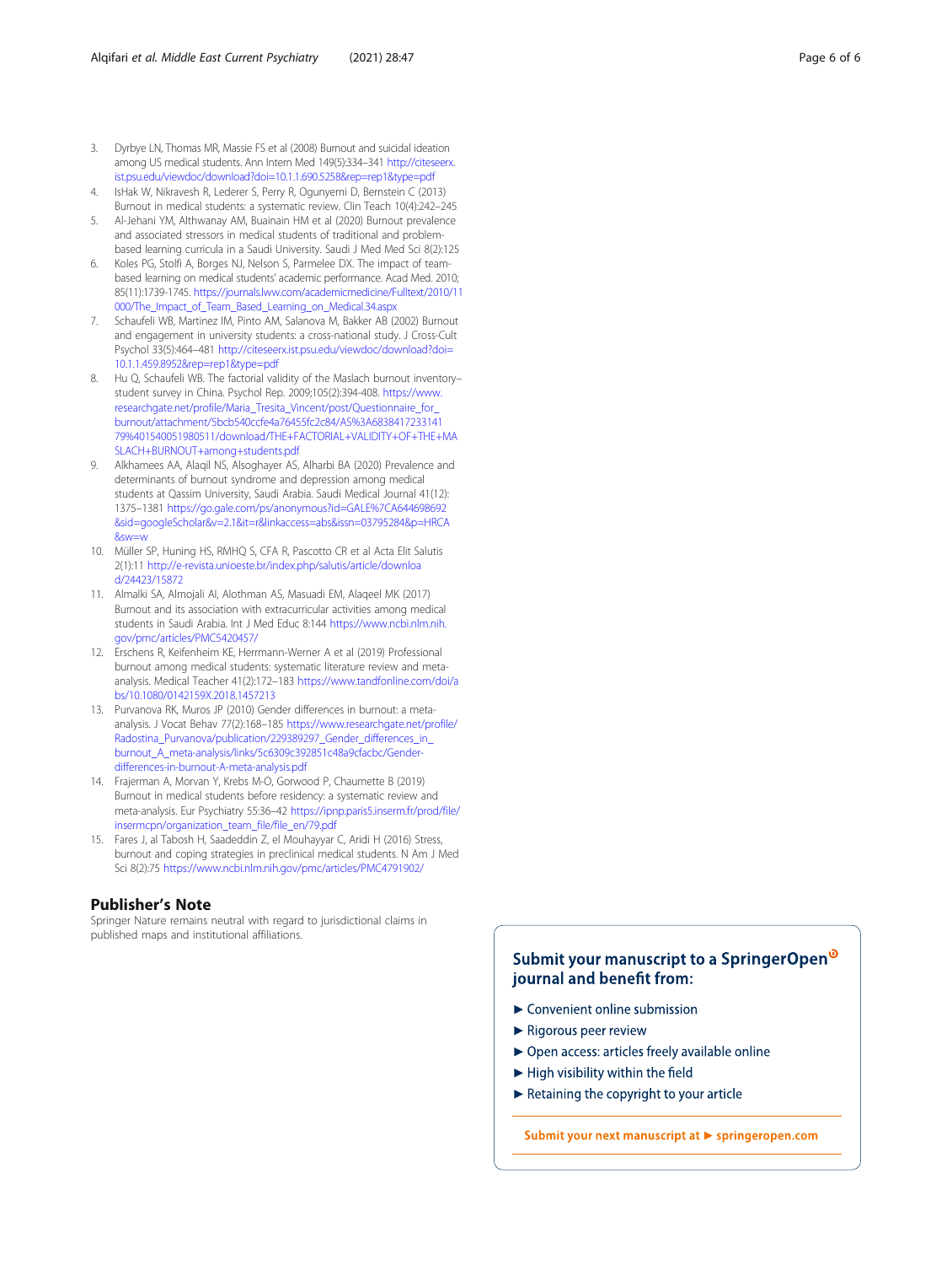3. Dyrbye LN, Thomas MR, Massie FS et al (2008) Burnout and suicidal ideation among US medical students. Ann Intern Med 149(5):334–341 http://citeseerx.ist.psu.edu/viewdoc/download?doi=10.1.1.690.5258&rep=rep1&type=pdf
4. IsHak W, Nikravesh R, Lederer S, Perry R, Ogunyemi D, Bernstein C (2013) Burnout in medical students: a systematic review. Clin Teach 10(4):242–245
5. Al-Jehani YM, Althwanay AM, Buainain HM et al (2020) Burnout prevalence and associated stressors in medical students of traditional and problem-based learning curricula in a Saudi University. Saudi J Med Med Sci 8(2):125
6. Koles PG, Stolfi A, Borges NJ, Nelson S, Parmelee DX. The impact of team-based learning on medical students' academic performance. Acad Med. 2010; 85(11):1739-1745. https://journals.lww.com/academicmedicine/Fulltext/2010/11000/The_Impact_of_Team_Based_Learning_on_Medical.34.aspx
7. Schaufeli WB, Martinez IM, Pinto AM, Salanova M, Bakker AB (2002) Burnout and engagement in university students: a cross-national study. J Cross-Cult Psychol 33(5):464–481 http://citeseerx.ist.psu.edu/viewdoc/download?doi=10.1.1.459.8952&rep=rep1&type=pdf
8. Hu Q, Schaufeli WB. The factorial validity of the Maslach burnout inventory–student survey in China. Psychol Rep. 2009;105(2):394-408. https://www.researchgate.net/profile/Maria_Tresita_Vincent/post/Questionnaire_for_burnout/attachment/5bcb540ccfe4a76455fc2c84/AS%3A6838417233141 79%401540051980511/download/THE+FACTORIAL+VALIDITY+OF+THE+MASLACH+BURNOUT+among+students.pdf
9. Alkhamees AA, Alaqil NS, Alsoghayer AS, Alharbi BA (2020) Prevalence and determinants of burnout syndrome and depression among medical students at Qassim University, Saudi Arabia. Saudi Medical Journal 41(12): 1375–1381 https://go.gale.com/ps/anonymous?id=GALE%7CA644698692&sid=googleScholar&v=2.1&it=r&linkaccess=abs&issn=03795284&p=HRCA&sw=w
10. Müller SP, Huning HS, RMHQ S, CFA R, Pascotto CR et al Acta Elit Salutis 2(1):11 http://e-revista.unioeste.br/index.php/salutis/article/download/24423/15872
11. Almalki SA, Almojali AI, Alothman AS, Masuadi EM, Alaqeel MK (2017) Burnout and its association with extracurricular activities among medical students in Saudi Arabia. Int J Med Educ 8:144 https://www.ncbi.nlm.nih.gov/pmc/articles/PMC5420457/
12. Erschens R, Keifenheim KE, Herrmann-Werner A et al (2019) Professional burnout among medical students: systematic literature review and meta-analysis. Medical Teacher 41(2):172–183 https://www.tandfonline.com/doi/abs/10.1080/0142159X.2018.1457213
13. Purvanova RK, Muros JP (2010) Gender differences in burnout: a meta-analysis. J Vocat Behav 77(2):168–185 https://www.researchgate.net/profile/Radostina_Purvanova/publication/229389297_Gender_differences_in_burnout_A_meta-analysis/links/5c6309c392851c48a9cfacbc/Gender-differences-in-burnout-A-meta-analysis.pdf
14. Frajerman A, Morvan Y, Krebs M-O, Gorwood P, Chaumette B (2019) Burnout in medical students before residency: a systematic review and meta-analysis. Eur Psychiatry 55:36–42 https://ipnp.paris5.inserm.fr/prod/file/insermcpn/organization_team_file/file_en/79.pdf
15. Fares J, al Tabosh H, Saadeddin Z, el Mouhayyar C, Aridi H (2016) Stress, burnout and coping strategies in preclinical medical students. N Am J Med Sci 8(2):75 https://www.ncbi.nlm.nih.gov/pmc/articles/PMC4791902/

## Publisher's Note

Springer Nature remains neutral with regard to jurisdictional claims in published maps and institutional affiliations.